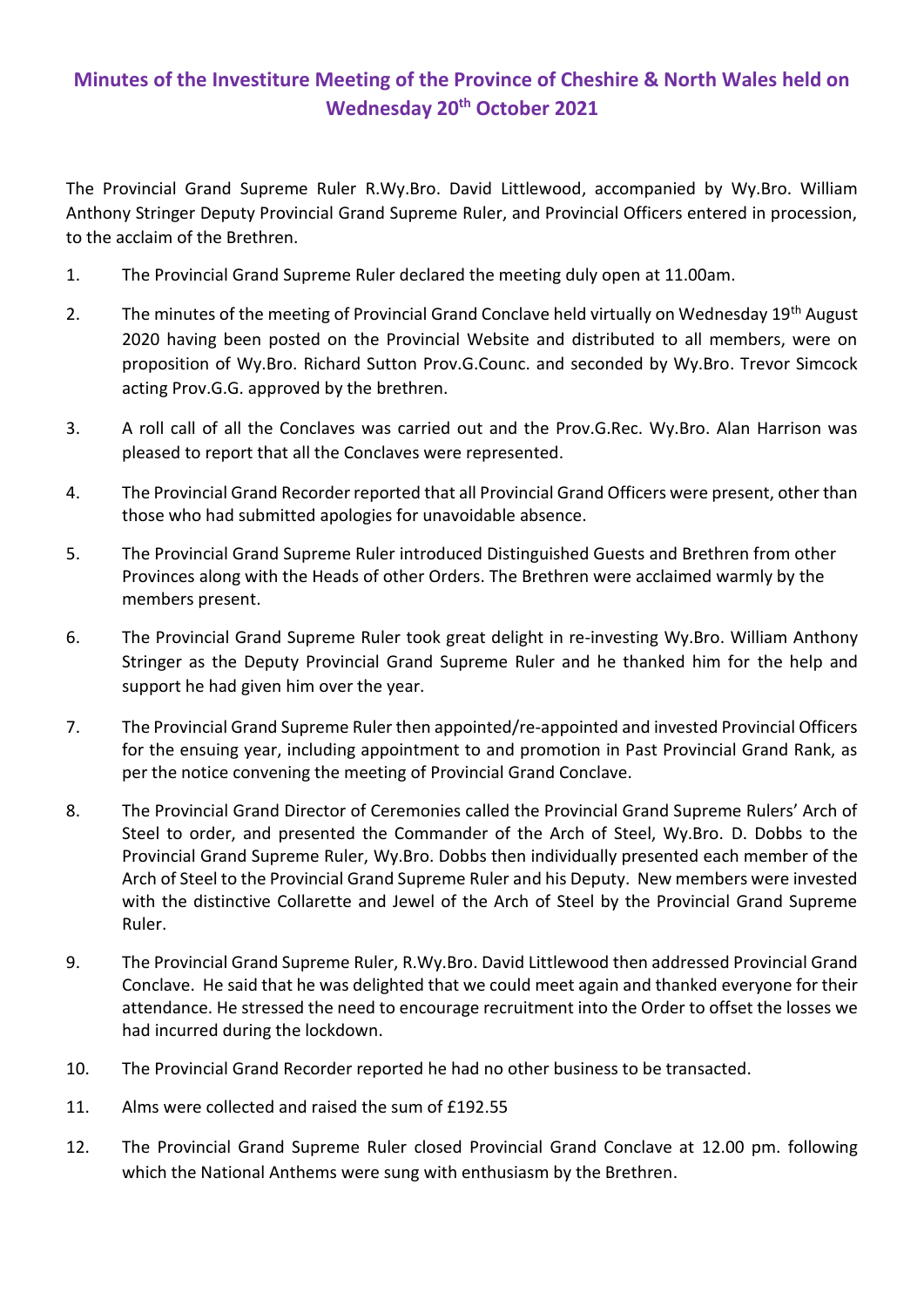# Minutes of the Investiture Meeting of the Province of Cheshire & North Wales held on Wednesday 20th October 2021

The Provincial Grand Supreme Ruler R.Wy.Bro. David Littlewood, accompanied by Wy.Bro. William Anthony Stringer Deputy Provincial Grand Supreme Ruler, and Provincial Officers entered in procession, to the acclaim of the Brethren.

1. The Provincial Grand Supreme Ruler declared the meeting duly open at 11.00am.

2. The minutes of the meeting of Provincial Grand Conclave held virtually on Wednesday 19th August 2020 having been posted on the Provincial Website and distributed to all members, were on proposition of Wy.Bro. Richard Sutton Prov.G.Counc. and seconded by Wy.Bro. Trevor Simcock acting Prov.G.G. approved by the brethren.

3. A roll call of all the Conclaves was carried out and the Prov.G.Rec. Wy.Bro. Alan Harrison was pleased to report that all the Conclaves were represented.

4. The Provincial Grand Recorder reported that all Provincial Grand Officers were present, other than those who had submitted apologies for unavoidable absence.

5. The Provincial Grand Supreme Ruler introduced Distinguished Guests and Brethren from other Provinces along with the Heads of other Orders. The Brethren were acclaimed warmly by the members present.

6. The Provincial Grand Supreme Ruler took great delight in re-investing Wy.Bro. William Anthony Stringer as the Deputy Provincial Grand Supreme Ruler and he thanked him for the help and support he had given him over the year.

7. The Provincial Grand Supreme Ruler then appointed/re-appointed and invested Provincial Officers for the ensuing year, including appointment to and promotion in Past Provincial Grand Rank, as per the notice convening the meeting of Provincial Grand Conclave.

8. The Provincial Grand Director of Ceremonies called the Provincial Grand Supreme Rulers' Arch of Steel to order, and presented the Commander of the Arch of Steel, Wy.Bro. D. Dobbs to the Provincial Grand Supreme Ruler, Wy.Bro. Dobbs then individually presented each member of the Arch of Steel to the Provincial Grand Supreme Ruler and his Deputy. New members were invested with the distinctive Collarette and Jewel of the Arch of Steel by the Provincial Grand Supreme Ruler.

9. The Provincial Grand Supreme Ruler, R.Wy.Bro. David Littlewood then addressed Provincial Grand Conclave. He said that he was delighted that we could meet again and thanked everyone for their attendance. He stressed the need to encourage recruitment into the Order to offset the losses we had incurred during the lockdown.

10. The Provincial Grand Recorder reported he had no other business to be transacted.

11. Alms were collected and raised the sum of £192.55

12. The Provincial Grand Supreme Ruler closed Provincial Grand Conclave at 12.00 pm. following which the National Anthems were sung with enthusiasm by the Brethren.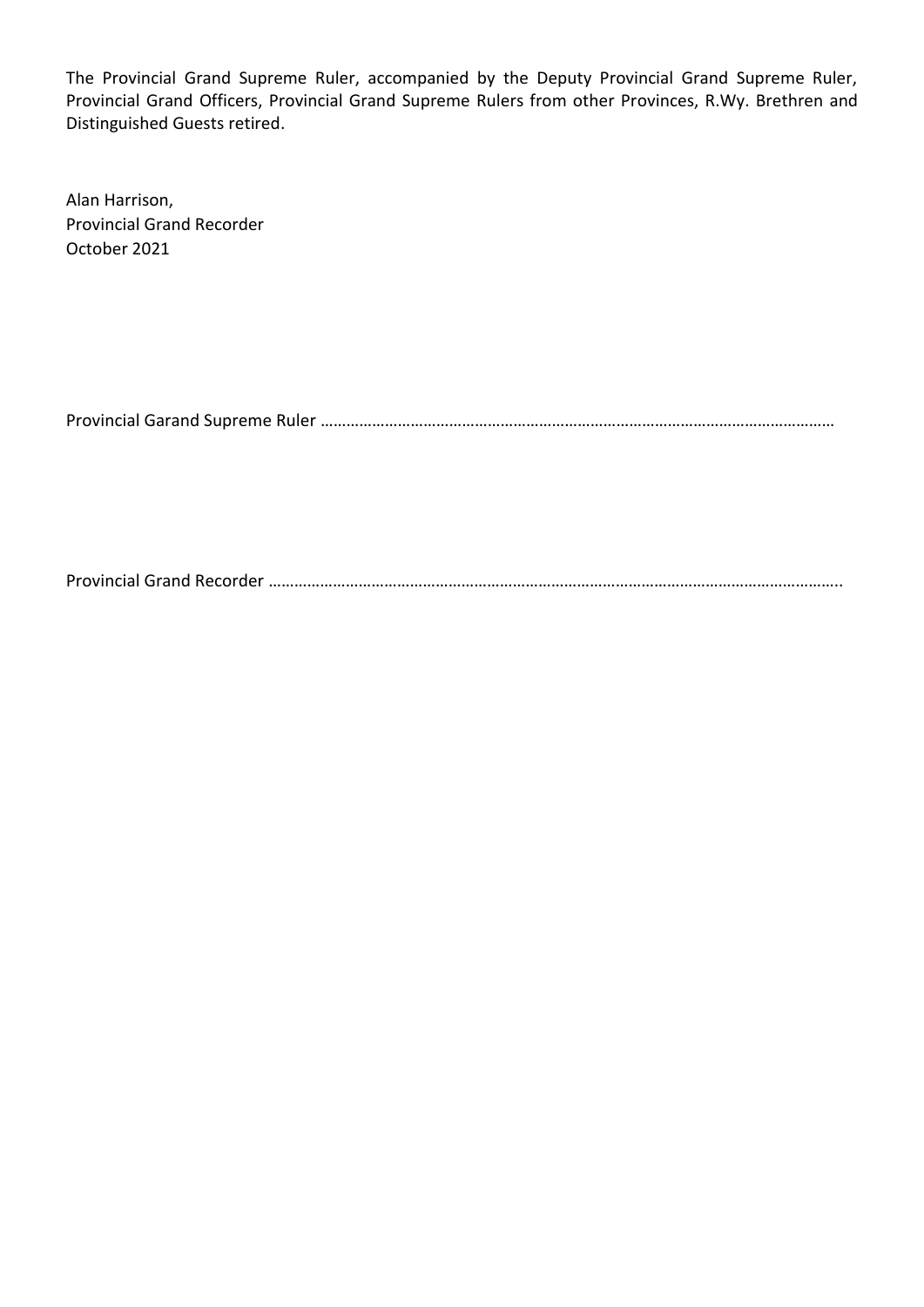The Provincial Grand Supreme Ruler, accompanied by the Deputy Provincial Grand Supreme Ruler, Provincial Grand Officers, Provincial Grand Supreme Rulers from other Provinces, R.Wy. Brethren and Distinguished Guests retired.

Alan Harrison,  
Provincial Grand Recorder  
October 2021

Provincial Garand Supreme Ruler ……………………………………………………………………………………………………

Provincial Grand Recorder ……………………………………………………………………………………………………………..